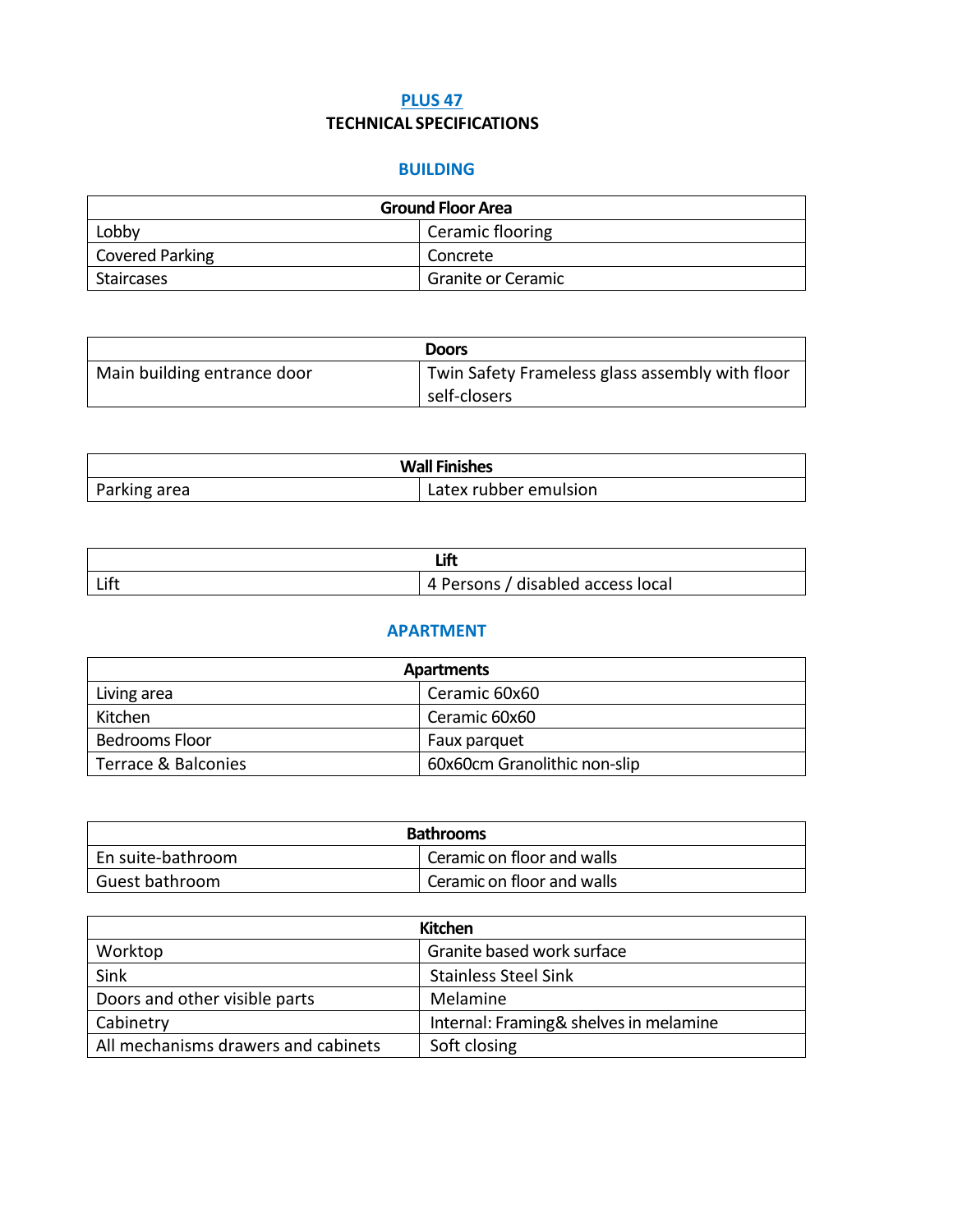# PLUS 47

## TECHNICAL SPECIFICATIONS

### BUILDING

| Ground Floor Area | |
|---|---|
| Lobby | Ceramic flooring |
| Covered Parking | Concrete |
| Staircases | Granite or Ceramic |

| Doors | |
|---|---|
| Main building entrance door | Twin Safety Frameless glass assembly with floor self-closers |

| Wall Finishes | |
|---|---|
| Parking area | Latex rubber emulsion |

| Lift | |
|---|---|
| Lift | 4 Persons / disabled access local |

### APARTMENT

| Apartments | |
|---|---|
| Living area | Ceramic 60x60 |
| Kitchen | Ceramic 60x60 |
| Bedrooms Floor | Faux parquet |
| Terrace & Balconies | 60x60cm Granolithic non-slip |

| Bathrooms | |
|---|---|
| En suite-bathroom | Ceramic on floor and walls |
| Guest bathroom | Ceramic on floor and walls |

| Kitchen | |
|---|---|
| Worktop | Granite based work surface |
| Sink | Stainless Steel Sink |
| Doors and other visible parts | Melamine |
| Cabinetry | Internal: Framing& shelves in melamine |
| All mechanisms drawers and cabinets | Soft closing |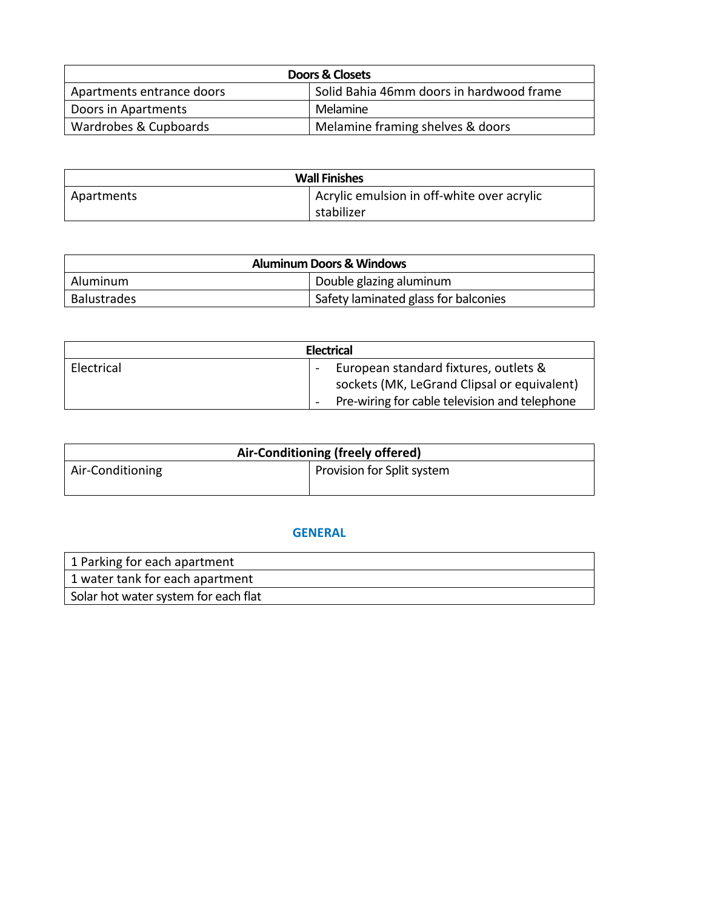| Doors & Closets | |
|---|---|
| Apartments entrance doors | Solid Bahia 46mm doors in hardwood frame |
| Doors in Apartments | Melamine |
| Wardrobes & Cupboards | Melamine framing shelves & doors |

| Wall Finishes | |
|---|---|
| Apartments | Acrylic emulsion in off-white over acrylic stabilizer |

| Aluminum Doors & Windows | |
|---|---|
| Aluminum | Double glazing aluminum |
| Balustrades | Safety laminated glass for balconies |

| Electrical | |
|---|---|
| Electrical | - European standard fixtures, outlets & sockets (MK, LeGrand Clipsal or equivalent)<br>- Pre-wiring for cable television and telephone |

| Air-Conditioning (freely offered) | |
|---|---|
| Air-Conditioning | Provision for Split system |

## GENERAL

| |
|---|
| 1 Parking for each apartment |
| 1 water tank for each apartment |
| Solar hot water system for each flat |